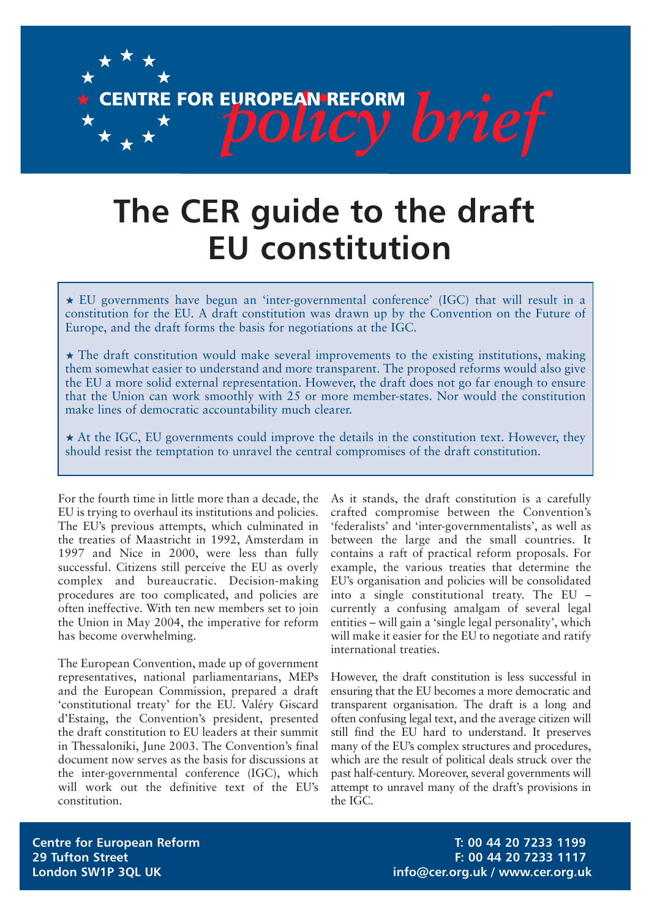CENTRE FOR EUROPEAN REFORM *policy brief*

# The CER guide to the draft EU constitution

★ EU governments have begun an 'inter-governmental conference' (IGC) that will result in a constitution for the EU. A draft constitution was drawn up by the Convention on the Future of Europe, and the draft forms the basis for negotiations at the IGC.

★ The draft constitution would make several improvements to the existing institutions, making them somewhat easier to understand and more transparent. The proposed reforms would also give the EU a more solid external representation. However, the draft does not go far enough to ensure that the Union can work smoothly with 25 or more member-states. Nor would the constitution make lines of democratic accountability much clearer.

★ At the IGC, EU governments could improve the details in the constitution text. However, they should resist the temptation to unravel the central compromises of the draft constitution.

For the fourth time in little more than a decade, the EU is trying to overhaul its institutions and policies. The EU's previous attempts, which culminated in the treaties of Maastricht in 1992, Amsterdam in 1997 and Nice in 2000, were less than fully successful. Citizens still perceive the EU as overly complex and bureaucratic. Decision-making procedures are too complicated, and policies are often ineffective. With ten new members set to join the Union in May 2004, the imperative for reform has become overwhelming.

The European Convention, made up of government representatives, national parliamentarians, MEPs and the European Commission, prepared a draft 'constitutional treaty' for the EU. Valéry Giscard d'Estaing, the Convention's president, presented the draft constitution to EU leaders at their summit in Thessaloniki, June 2003. The Convention's final document now serves as the basis for discussions at the inter-governmental conference (IGC), which will work out the definitive text of the EU's constitution.

As it stands, the draft constitution is a carefully crafted compromise between the Convention's 'federalists' and 'inter-governmentalists', as well as between the large and the small countries. It contains a raft of practical reform proposals. For example, the various treaties that determine the EU's organisation and policies will be consolidated into a single constitutional treaty. The EU – currently a confusing amalgam of several legal entities – will gain a 'single legal personality', which will make it easier for the EU to negotiate and ratify international treaties.

However, the draft constitution is less successful in ensuring that the EU becomes a more democratic and transparent organisation. The draft is a long and often confusing legal text, and the average citizen will still find the EU hard to understand. It preserves many of the EU's complex structures and procedures, which are the result of political deals struck over the past half-century. Moreover, several governments will attempt to unravel many of the draft's provisions in the IGC.

**Centre for European Reform**
**29 Tufton Street**
**London SW1P 3QL UK**

**T: 00 44 20 7233 1199**
**F: 00 44 20 7233 1117**
**info@cer.org.uk / www.cer.org.uk**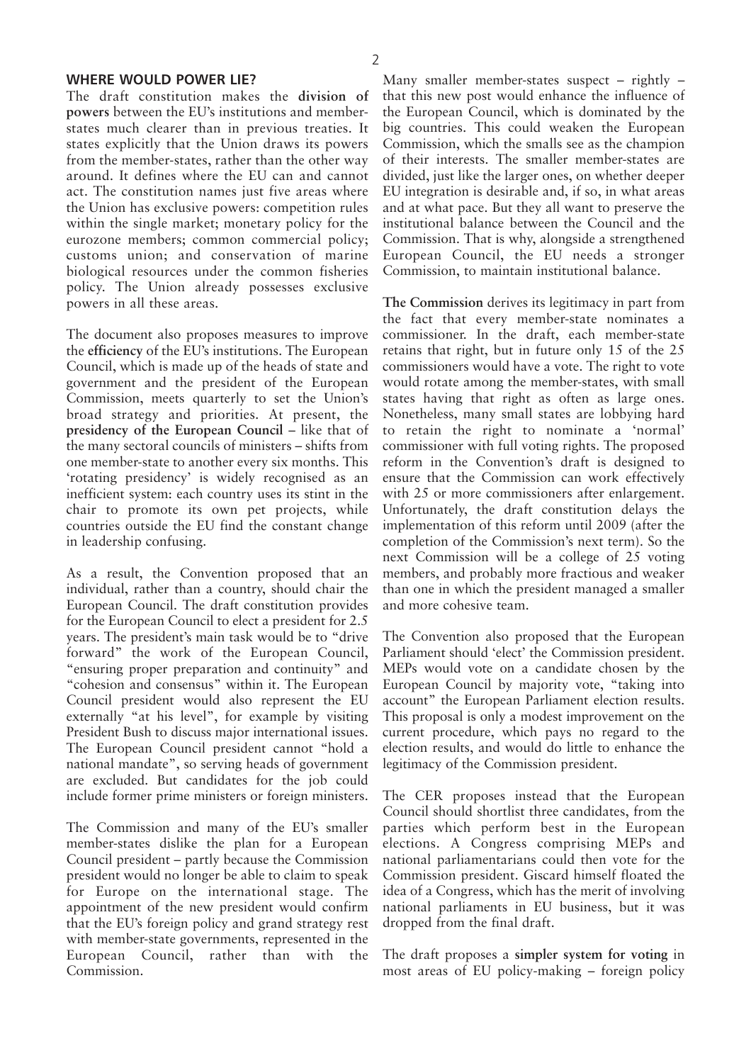## WHERE WOULD POWER LIE?

The draft constitution makes the **division of powers** between the EU's institutions and member-states much clearer than in previous treaties. It states explicitly that the Union draws its powers from the member-states, rather than the other way around. It defines where the EU can and cannot act. The constitution names just five areas where the Union has exclusive powers: competition rules within the single market; monetary policy for the eurozone members; common commercial policy; customs union; and conservation of marine biological resources under the common fisheries policy. The Union already possesses exclusive powers in all these areas.

The document also proposes measures to improve the **efficiency** of the EU's institutions. The European Council, which is made up of the heads of state and government and the president of the European Commission, meets quarterly to set the Union's broad strategy and priorities. At present, the **presidency of the European Council** – like that of the many sectoral councils of ministers – shifts from one member-state to another every six months. This 'rotating presidency' is widely recognised as an inefficient system: each country uses its stint in the chair to promote its own pet projects, while countries outside the EU find the constant change in leadership confusing.

As a result, the Convention proposed that an individual, rather than a country, should chair the European Council. The draft constitution provides for the European Council to elect a president for 2.5 years. The president's main task would be to "drive forward" the work of the European Council, "ensuring proper preparation and continuity" and "cohesion and consensus" within it. The European Council president would also represent the EU externally "at his level", for example by visiting President Bush to discuss major international issues. The European Council president cannot "hold a national mandate", so serving heads of government are excluded. But candidates for the job could include former prime ministers or foreign ministers.

The Commission and many of the EU's smaller member-states dislike the plan for a European Council president – partly because the Commission president would no longer be able to claim to speak for Europe on the international stage. The appointment of the new president would confirm that the EU's foreign policy and grand strategy rest with member-state governments, represented in the European Council, rather than with the Commission.

Many smaller member-states suspect – rightly – that this new post would enhance the influence of the European Council, which is dominated by the big countries. This could weaken the European Commission, which the smalls see as the champion of their interests. The smaller member-states are divided, just like the larger ones, on whether deeper EU integration is desirable and, if so, in what areas and at what pace. But they all want to preserve the institutional balance between the Council and the Commission. That is why, alongside a strengthened European Council, the EU needs a stronger Commission, to maintain institutional balance.

**The Commission** derives its legitimacy in part from the fact that every member-state nominates a commissioner. In the draft, each member-state retains that right, but in future only 15 of the 25 commissioners would have a vote. The right to vote would rotate among the member-states, with small states having that right as often as large ones. Nonetheless, many small states are lobbying hard to retain the right to nominate a 'normal' commissioner with full voting rights. The proposed reform in the Convention's draft is designed to ensure that the Commission can work effectively with 25 or more commissioners after enlargement. Unfortunately, the draft constitution delays the implementation of this reform until 2009 (after the completion of the Commission's next term). So the next Commission will be a college of 25 voting members, and probably more fractious and weaker than one in which the president managed a smaller and more cohesive team.

The Convention also proposed that the European Parliament should 'elect' the Commission president. MEPs would vote on a candidate chosen by the European Council by majority vote, "taking into account" the European Parliament election results. This proposal is only a modest improvement on the current procedure, which pays no regard to the election results, and would do little to enhance the legitimacy of the Commission president.

The CER proposes instead that the European Council should shortlist three candidates, from the parties which perform best in the European elections. A Congress comprising MEPs and national parliamentarians could then vote for the Commission president. Giscard himself floated the idea of a Congress, which has the merit of involving national parliaments in EU business, but it was dropped from the final draft.

The draft proposes a **simpler system for voting** in most areas of EU policy-making – foreign policy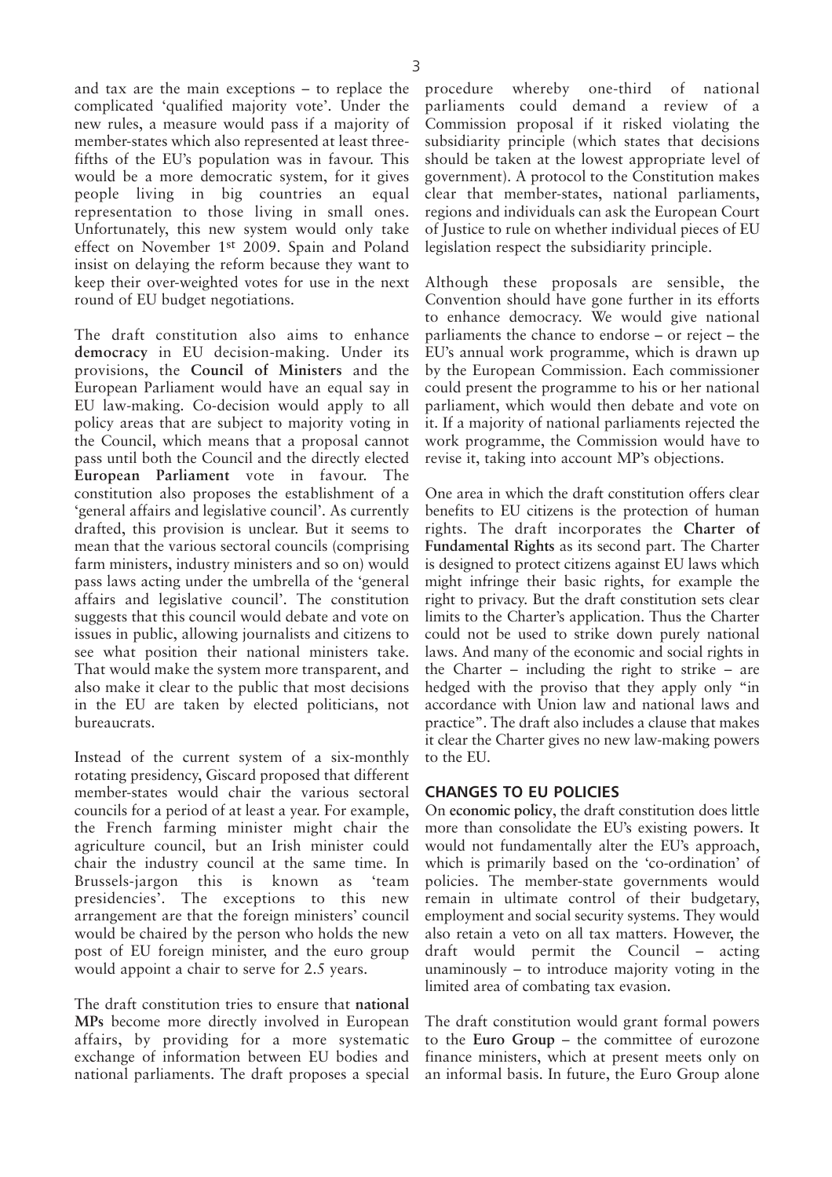and tax are the main exceptions – to replace the complicated 'qualified majority vote'. Under the new rules, a measure would pass if a majority of member-states which also represented at least three-fifths of the EU's population was in favour. This would be a more democratic system, for it gives people living in big countries an equal representation to those living in small ones. Unfortunately, this new system would only take effect on November 1st 2009. Spain and Poland insist on delaying the reform because they want to keep their over-weighted votes for use in the next round of EU budget negotiations.

The draft constitution also aims to enhance **democracy** in EU decision-making. Under its provisions, the **Council of Ministers** and the European Parliament would have an equal say in EU law-making. Co-decision would apply to all policy areas that are subject to majority voting in the Council, which means that a proposal cannot pass until both the Council and the directly elected **European Parliament** vote in favour. The constitution also proposes the establishment of a 'general affairs and legislative council'. As currently drafted, this provision is unclear. But it seems to mean that the various sectoral councils (comprising farm ministers, industry ministers and so on) would pass laws acting under the umbrella of the 'general affairs and legislative council'. The constitution suggests that this council would debate and vote on issues in public, allowing journalists and citizens to see what position their national ministers take. That would make the system more transparent, and also make it clear to the public that most decisions in the EU are taken by elected politicians, not bureaucrats.

Instead of the current system of a six-monthly rotating presidency, Giscard proposed that different member-states would chair the various sectoral councils for a period of at least a year. For example, the French farming minister might chair the agriculture council, but an Irish minister could chair the industry council at the same time. In Brussels-jargon this is known as 'team presidencies'. The exceptions to this new arrangement are that the foreign ministers' council would be chaired by the person who holds the new post of EU foreign minister, and the euro group would appoint a chair to serve for 2.5 years.

The draft constitution tries to ensure that **national MPs** become more directly involved in European affairs, by providing for a more systematic exchange of information between EU bodies and national parliaments. The draft proposes a special procedure whereby one-third of national parliaments could demand a review of a Commission proposal if it risked violating the subsidiarity principle (which states that decisions should be taken at the lowest appropriate level of government). A protocol to the Constitution makes clear that member-states, national parliaments, regions and individuals can ask the European Court of Justice to rule on whether individual pieces of EU legislation respect the subsidiarity principle.

Although these proposals are sensible, the Convention should have gone further in its efforts to enhance democracy. We would give national parliaments the chance to endorse – or reject – the EU's annual work programme, which is drawn up by the European Commission. Each commissioner could present the programme to his or her national parliament, which would then debate and vote on it. If a majority of national parliaments rejected the work programme, the Commission would have to revise it, taking into account MP's objections.

One area in which the draft constitution offers clear benefits to EU citizens is the protection of human rights. The draft incorporates the **Charter of Fundamental Rights** as its second part. The Charter is designed to protect citizens against EU laws which might infringe their basic rights, for example the right to privacy. But the draft constitution sets clear limits to the Charter's application. Thus the Charter could not be used to strike down purely national laws. And many of the economic and social rights in the Charter – including the right to strike – are hedged with the proviso that they apply only "in accordance with Union law and national laws and practice". The draft also includes a clause that makes it clear the Charter gives no new law-making powers to the EU.

## CHANGES TO EU POLICIES

On **economic policy**, the draft constitution does little more than consolidate the EU's existing powers. It would not fundamentally alter the EU's approach, which is primarily based on the 'co-ordination' of policies. The member-state governments would remain in ultimate control of their budgetary, employment and social security systems. They would also retain a veto on all tax matters. However, the draft would permit the Council – acting unanimously – to introduce majority voting in the limited area of combating tax evasion.

The draft constitution would grant formal powers to the **Euro Group** – the committee of eurozone finance ministers, which at present meets only on an informal basis. In future, the Euro Group alone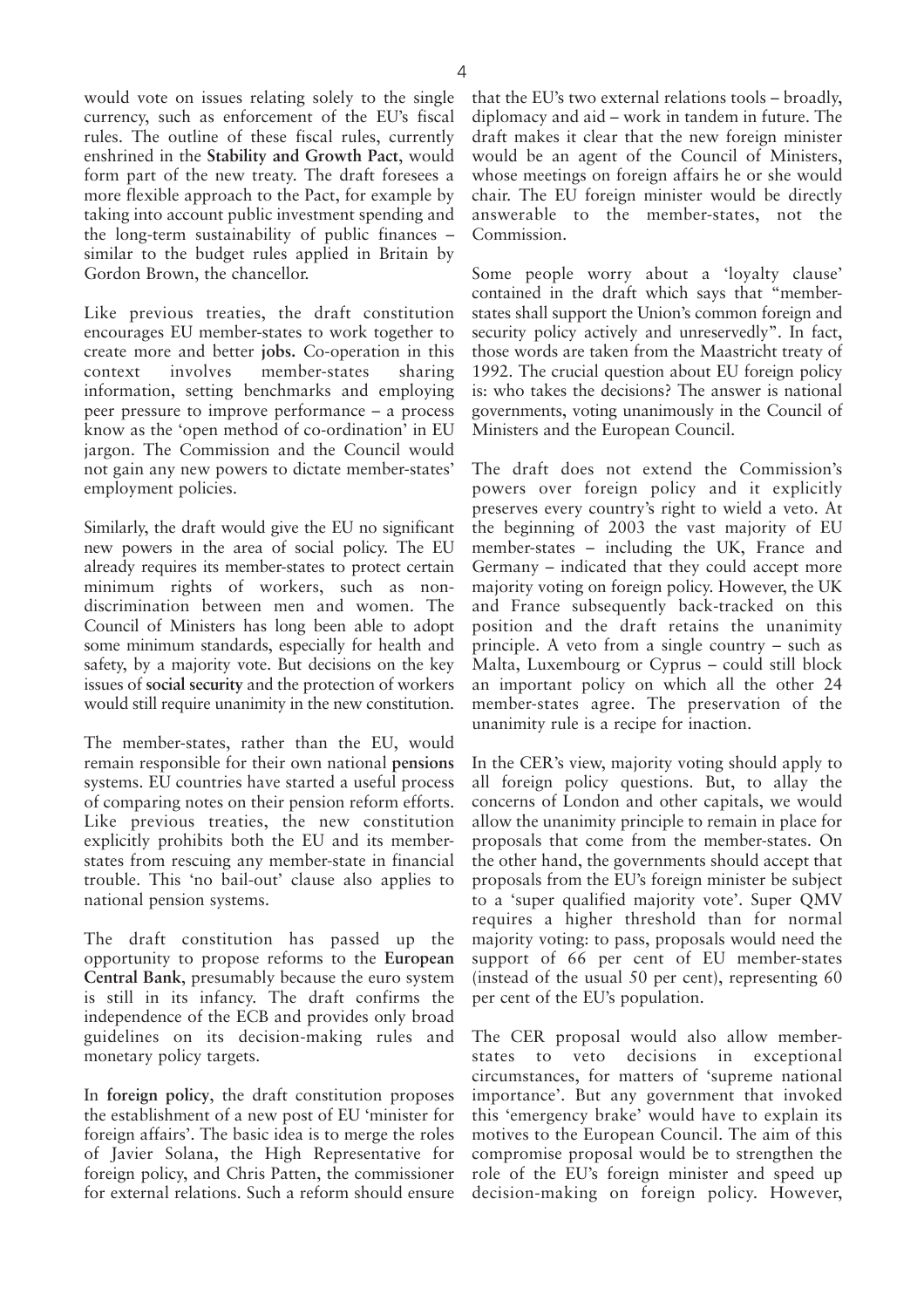would vote on issues relating solely to the single currency, such as enforcement of the EU's fiscal rules. The outline of these fiscal rules, currently enshrined in the **Stability and Growth Pact**, would form part of the new treaty. The draft foresees a more flexible approach to the Pact, for example by taking into account public investment spending and the long-term sustainability of public finances – similar to the budget rules applied in Britain by Gordon Brown, the chancellor.

Like previous treaties, the draft constitution encourages EU member-states to work together to create more and better **jobs.** Co-operation in this context involves member-states sharing information, setting benchmarks and employing peer pressure to improve performance – a process know as the 'open method of co-ordination' in EU jargon. The Commission and the Council would not gain any new powers to dictate member-states' employment policies.

Similarly, the draft would give the EU no significant new powers in the area of social policy. The EU already requires its member-states to protect certain minimum rights of workers, such as non-discrimination between men and women. The Council of Ministers has long been able to adopt some minimum standards, especially for health and safety, by a majority vote. But decisions on the key issues of **social security** and the protection of workers would still require unanimity in the new constitution.

The member-states, rather than the EU, would remain responsible for their own national **pensions** systems. EU countries have started a useful process of comparing notes on their pension reform efforts. Like previous treaties, the new constitution explicitly prohibits both the EU and its member-states from rescuing any member-state in financial trouble. This 'no bail-out' clause also applies to national pension systems.

The draft constitution has passed up the opportunity to propose reforms to the **European Central Bank**, presumably because the euro system is still in its infancy. The draft confirms the independence of the ECB and provides only broad guidelines on its decision-making rules and monetary policy targets.

In **foreign policy**, the draft constitution proposes the establishment of a new post of EU 'minister for foreign affairs'. The basic idea is to merge the roles of Javier Solana, the High Representative for foreign policy, and Chris Patten, the commissioner for external relations. Such a reform should ensure that the EU's two external relations tools – broadly, diplomacy and aid – work in tandem in future. The draft makes it clear that the new foreign minister would be an agent of the Council of Ministers, whose meetings on foreign affairs he or she would chair. The EU foreign minister would be directly answerable to the member-states, not the Commission.

Some people worry about a 'loyalty clause' contained in the draft which says that "member-states shall support the Union's common foreign and security policy actively and unreservedly". In fact, those words are taken from the Maastricht treaty of 1992. The crucial question about EU foreign policy is: who takes the decisions? The answer is national governments, voting unanimously in the Council of Ministers and the European Council.

The draft does not extend the Commission's powers over foreign policy and it explicitly preserves every country's right to wield a veto. At the beginning of 2003 the vast majority of EU member-states – including the UK, France and Germany – indicated that they could accept more majority voting on foreign policy. However, the UK and France subsequently back-tracked on this position and the draft retains the unanimity principle. A veto from a single country – such as Malta, Luxembourg or Cyprus – could still block an important policy on which all the other 24 member-states agree. The preservation of the unanimity rule is a recipe for inaction.

In the CER's view, majority voting should apply to all foreign policy questions. But, to allay the concerns of London and other capitals, we would allow the unanimity principle to remain in place for proposals that come from the member-states. On the other hand, the governments should accept that proposals from the EU's foreign minister be subject to a 'super qualified majority vote'. Super QMV requires a higher threshold than for normal majority voting: to pass, proposals would need the support of 66 per cent of EU member-states (instead of the usual 50 per cent), representing 60 per cent of the EU's population.

The CER proposal would also allow member-states to veto decisions in exceptional circumstances, for matters of 'supreme national importance'. But any government that invoked this 'emergency brake' would have to explain its motives to the European Council. The aim of this compromise proposal would be to strengthen the role of the EU's foreign minister and speed up decision-making on foreign policy. However,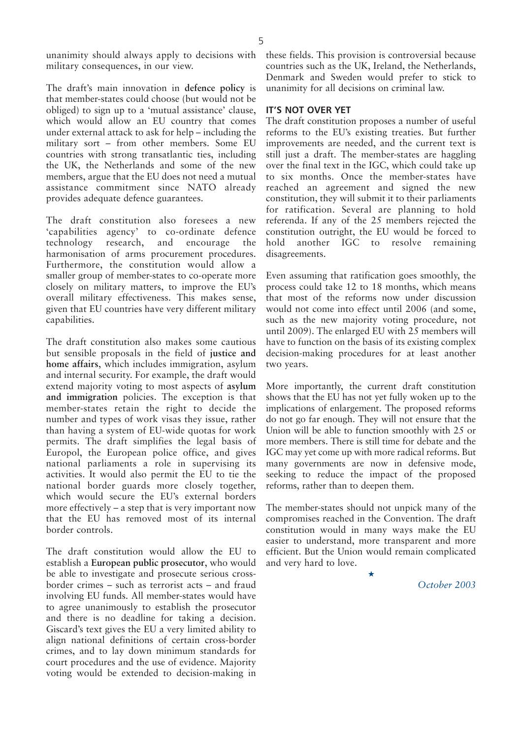unanimity should always apply to decisions with military consequences, in our view.

The draft's main innovation in **defence policy** is that member-states could choose (but would not be obliged) to sign up to a 'mutual assistance' clause, which would allow an EU country that comes under external attack to ask for help – including the military sort – from other members. Some EU countries with strong transatlantic ties, including the UK, the Netherlands and some of the new members, argue that the EU does not need a mutual assistance commitment since NATO already provides adequate defence guarantees.

The draft constitution also foresees a new 'capabilities agency' to co-ordinate defence technology research, and encourage the harmonisation of arms procurement procedures. Furthermore, the constitution would allow a smaller group of member-states to co-operate more closely on military matters, to improve the EU's overall military effectiveness. This makes sense, given that EU countries have very different military capabilities.

The draft constitution also makes some cautious but sensible proposals in the field of **justice and home affairs**, which includes immigration, asylum and internal security. For example, the draft would extend majority voting to most aspects of **asylum and immigration** policies. The exception is that member-states retain the right to decide the number and types of work visas they issue, rather than having a system of EU-wide quotas for work permits. The draft simplifies the legal basis of Europol, the European police office, and gives national parliaments a role in supervising its activities. It would also permit the EU to tie the national border guards more closely together, which would secure the EU's external borders more effectively – a step that is very important now that the EU has removed most of its internal border controls.

The draft constitution would allow the EU to establish a **European public prosecutor**, who would be able to investigate and prosecute serious cross-border crimes – such as terrorist acts – and fraud involving EU funds. All member-states would have to agree unanimously to establish the prosecutor and there is no deadline for taking a decision. Giscard's text gives the EU a very limited ability to align national definitions of certain cross-border crimes, and to lay down minimum standards for court procedures and the use of evidence. Majority voting would be extended to decision-making in these fields. This provision is controversial because countries such as the UK, Ireland, the Netherlands, Denmark and Sweden would prefer to stick to unanimity for all decisions on criminal law.

## IT'S NOT OVER YET

The draft constitution proposes a number of useful reforms to the EU's existing treaties. But further improvements are needed, and the current text is still just a draft. The member-states are haggling over the final text in the IGC, which could take up to six months. Once the member-states have reached an agreement and signed the new constitution, they will submit it to their parliaments for ratification. Several are planning to hold referenda. If any of the 25 members rejected the constitution outright, the EU would be forced to hold another IGC to resolve remaining disagreements.

Even assuming that ratification goes smoothly, the process could take 12 to 18 months, which means that most of the reforms now under discussion would not come into effect until 2006 (and some, such as the new majority voting procedure, not until 2009). The enlarged EU with 25 members will have to function on the basis of its existing complex decision-making procedures for at least another two years.

More importantly, the current draft constitution shows that the EU has not yet fully woken up to the implications of enlargement. The proposed reforms do not go far enough. They will not ensure that the Union will be able to function smoothly with 25 or more members. There is still time for debate and the IGC may yet come up with more radical reforms. But many governments are now in defensive mode, seeking to reduce the impact of the proposed reforms, rather than to deepen them.

The member-states should not unpick many of the compromises reached in the Convention. The draft constitution would in many ways make the EU easier to understand, more transparent and more efficient. But the Union would remain complicated and very hard to love.

★

*October 2003*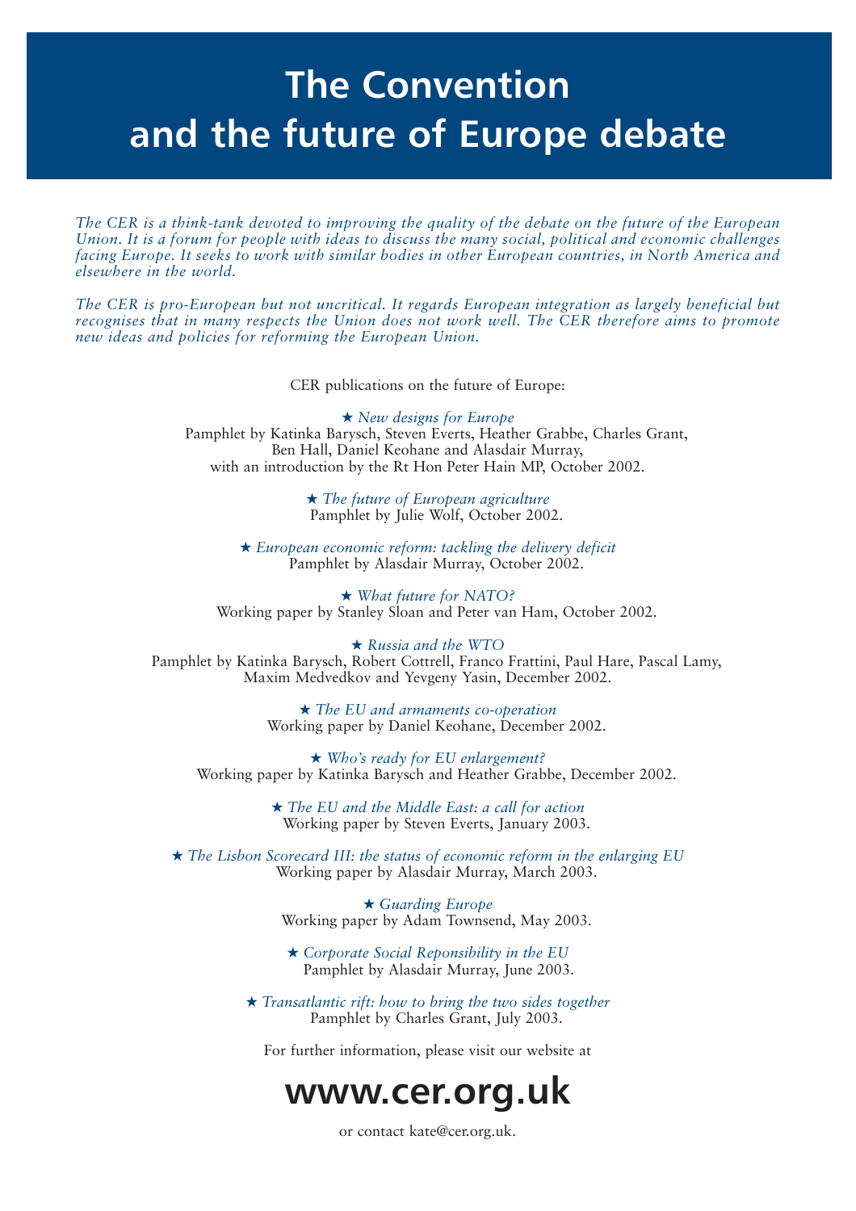# The Convention and the future of Europe debate

*The CER is a think-tank devoted to improving the quality of the debate on the future of the European Union. It is a forum for people with ideas to discuss the many social, political and economic challenges facing Europe. It seeks to work with similar bodies in other European countries, in North America and elsewhere in the world.*

*The CER is pro-European but not uncritical. It regards European integration as largely beneficial but recognises that in many respects the Union does not work well. The CER therefore aims to promote new ideas and policies for reforming the European Union.*

CER publications on the future of Europe:

★ *New designs for Europe*
Pamphlet by Katinka Barysch, Steven Everts, Heather Grabbe, Charles Grant, Ben Hall, Daniel Keohane and Alasdair Murray, with an introduction by the Rt Hon Peter Hain MP, October 2002.

★ *The future of European agriculture*
Pamphlet by Julie Wolf, October 2002.

★ *European economic reform: tackling the delivery deficit*
Pamphlet by Alasdair Murray, October 2002.

★ *What future for NATO?*
Working paper by Stanley Sloan and Peter van Ham, October 2002.

★ *Russia and the WTO*
Pamphlet by Katinka Barysch, Robert Cottrell, Franco Frattini, Paul Hare, Pascal Lamy, Maxim Medvedkov and Yevgeny Yasin, December 2002.

★ *The EU and armaments co-operation*
Working paper by Daniel Keohane, December 2002.

★ *Who's ready for EU enlargement?*
Working paper by Katinka Barysch and Heather Grabbe, December 2002.

★ *The EU and the Middle East: a call for action*
Working paper by Steven Everts, January 2003.

★ *The Lisbon Scorecard III: the status of economic reform in the enlarging EU*
Working paper by Alasdair Murray, March 2003.

★ *Guarding Europe*
Working paper by Adam Townsend, May 2003.

★ *Corporate Social Reponsibility in the EU*
Pamphlet by Alasdair Murray, June 2003.

★ *Transatlantic rift: how to bring the two sides together*
Pamphlet by Charles Grant, July 2003.

For further information, please visit our website at

# www.cer.org.uk

or contact kate@cer.org.uk.